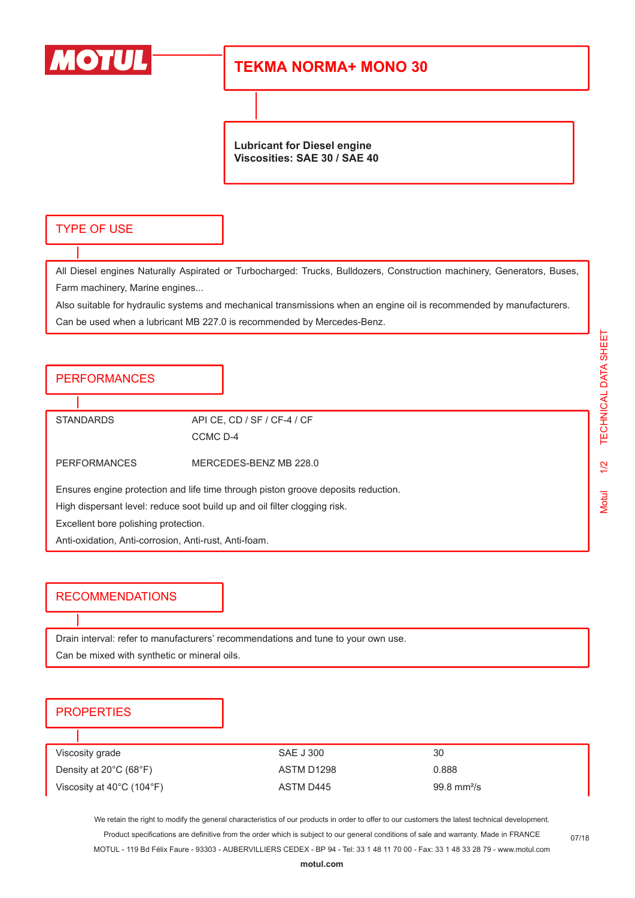# TEKMA NORMA+ MONO 30

**Lubricant for Diesel engine**
**Viscosities: SAE 30 / SAE 40**

## TYPE OF USE

All Diesel engines Naturally Aspirated or Turbocharged: Trucks, Bulldozers, Construction machinery, Generators, Buses, Farm machinery, Marine engines...

Also suitable for hydraulic systems and mechanical transmissions when an engine oil is recommended by manufacturers.

Can be used when a lubricant MB 227.0 is recommended by Mercedes-Benz.

## PERFORMANCES

| | |
|---|---|
| STANDARDS | API CE, CD / SF / CF-4 / CF |
| | CCMC D-4 |
| PERFORMANCES | MERCEDES-BENZ MB 228.0 |

Ensures engine protection and life time through piston groove deposits reduction.

High dispersant level: reduce soot build up and oil filter clogging risk.

Excellent bore polishing protection.

Anti-oxidation, Anti-corrosion, Anti-rust, Anti-foam.

## RECOMMENDATIONS

Drain interval: refer to manufacturers' recommendations and tune to your own use.

Can be mixed with synthetic or mineral oils.

## PROPERTIES

| | | |
|---|---|---|
| Viscosity grade | SAE J 300 | 30 |
| Density at 20°C (68°F) | ASTM D1298 | 0.888 |
| Viscosity at 40°C (104°F) | ASTM D445 | 99.8 mm²/s |

We retain the right to modify the general characteristics of our products in order to offer to our customers the latest technical development.
Product specifications are definitive from the order which is subject to our general conditions of sale and warranty. Made in FRANCE
MOTUL - 119 Bd Félix Faure - 93303 - AUBERVILLIERS CEDEX - BP 94 - Tel: 33 1 48 11 70 00 - Fax: 33 1 48 33 28 79 - www.motul.com

07/18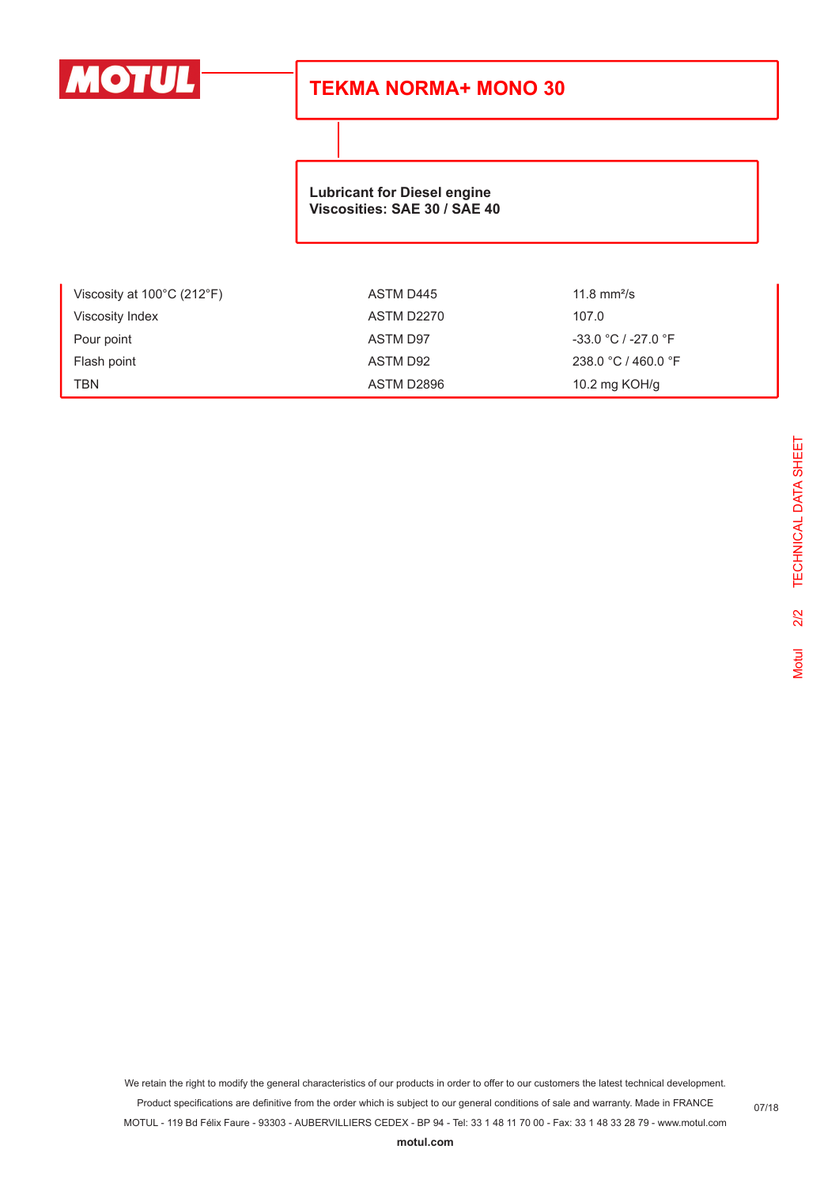# TEKMA NORMA+ MONO 30

**Lubricant for Diesel engine**
**Viscosities: SAE 30 / SAE 40**

| | | |
|---|---|---|
| Viscosity at 100°C (212°F) | ASTM D445 | 11.8 mm²/s |
| Viscosity Index | ASTM D2270 | 107.0 |
| Pour point | ASTM D97 | -33.0 °C / -27.0 °F |
| Flash point | ASTM D92 | 238.0 °C / 460.0 °F |
| TBN | ASTM D2896 | 10.2 mg KOH/g |

We retain the right to modify the general characteristics of our products in order to offer to our customers the latest technical development.
Product specifications are definitive from the order which is subject to our general conditions of sale and warranty. Made in FRANCE
MOTUL - 119 Bd Félix Faure - 93303 - AUBERVILLIERS CEDEX - BP 94 - Tel: 33 1 48 11 70 00 - Fax: 33 1 48 33 28 79 - www.motul.com

07/18

**motul.com**